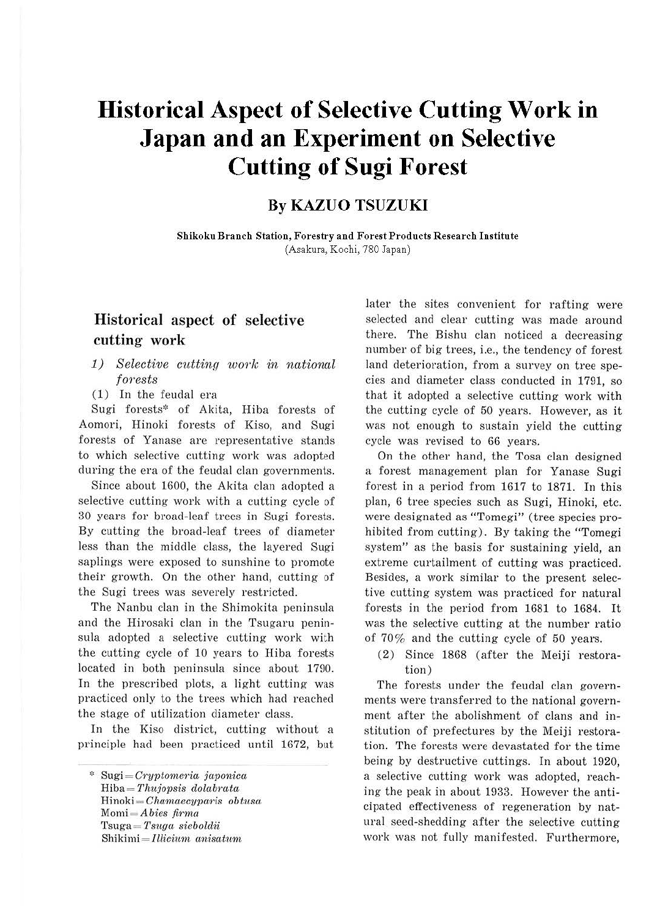# Historical Aspect of Selective Cutting Work in Japan and an Experiment on Selective Cutting of Sugi Forest

## By KAZUO TSUZUKI

**Shikoku Branch Station, Forestry and Forest Products Research Institute**
(Asakura, Kochi, 780 Japan)

## Historical aspect of selective cutting work

### 1) *Selective cutting work in national forests*

(1) In the feudal era

Sugi forests* of Akita, Hiba forests of Aomori, Hinoki forests of Kiso, and Sugi forests of Yanase are representative stands to which selective cutting work was adopted during the era of the feudal clan governments.

Since about 1600, the Akita clan adopted a selective cutting work with a cutting cycle of 30 years for broad-leaf trees in Sugi forests. By cutting the broad-leaf trees of diameter less than the middle class, the layered Sugi saplings were exposed to sunshine to promote their growth. On the other hand, cutting of the Sugi trees was severely restricted.

The Nanbu clan in the Shimokita peninsula and the Hirosaki clan in the Tsugaru peninsula adopted a selective cutting work with the cutting cycle of 10 years to Hiba forests located in both peninsula since about 1790. In the prescribed plots, a light cutting was practiced only to the trees which had reached the stage of utilization diameter class.

In the Kiso district, cutting without a principle had been practiced until 1672, but later the sites convenient for rafting were selected and clear cutting was made around there. The Bishu clan noticed a decreasing number of big trees, i.e., the tendency of forest land deterioration, from a survey on tree species and diameter class conducted in 1791, so that it adopted a selective cutting work with the cutting cycle of 50 years. However, as it was not enough to sustain yield the cutting cycle was revised to 66 years.

On the other hand, the Tosa clan designed a forest management plan for Yanase Sugi forest in a period from 1617 to 1871. In this plan, 6 tree species such as Sugi, Hinoki, etc. were designated as "Tomegi" (tree species prohibited from cutting). By taking the "Tomegi system" as the basis for sustaining yield, an extreme curtailment of cutting was practiced. Besides, a work similar to the present selective cutting system was practiced for natural forests in the period from 1681 to 1684. It was the selective cutting at the number ratio of 70% and the cutting cycle of 50 years.

(2) Since 1868 (after the Meiji restoration)

The forests under the feudal clan governments were transferred to the national government after the abolishment of clans and institution of prefectures by the Meiji restoration. The forests were devastated for the time being by destructive cuttings. In about 1920, a selective cutting work was adopted, reaching the peak in about 1933. However the anticipated effectiveness of regeneration by natural seed-shedding after the selective cutting work was not fully manifested. Furthermore,

---

\* Sugi = *Cryptomeria japonica*
Hiba = *Thujopsis dolabrata*
Hinoki = *Chamaecyparis obtusa*
Momi = *Abies firma*
Tsuga = *Tsuga sieboldii*
Shikimi = *Illicium anisatum*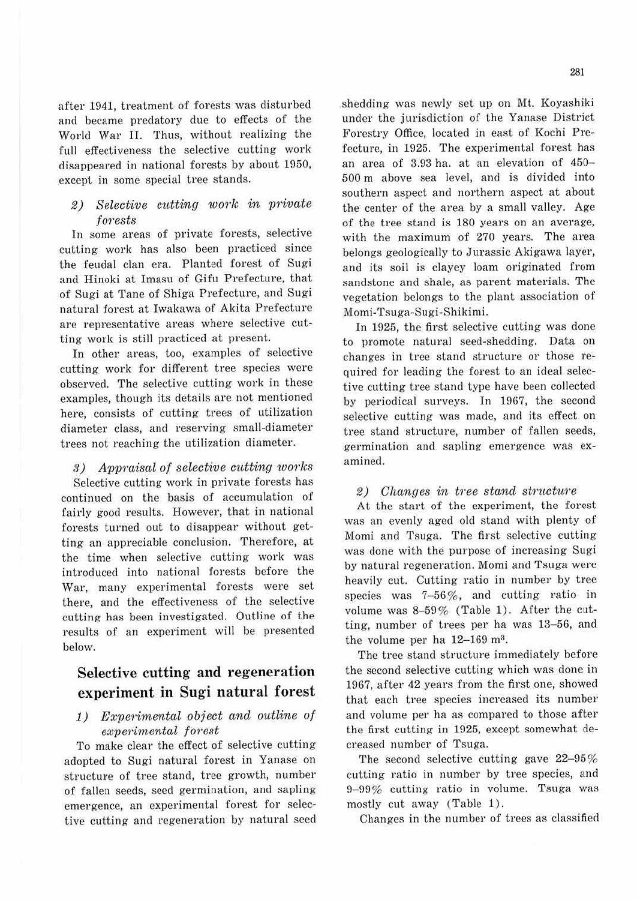after 1941, treatment of forests was disturbed and became predatory due to effects of the World War II. Thus, without realizing the full effectiveness the selective cutting work disappeared in national forests by about 1950, except in some special tree stands.

### 2) *Selective cutting work in private forests*

In some areas of private forests, selective cutting work has also been practiced since the feudal clan era. Planted forest of Sugi and Hinoki at Imasu of Gifu Prefecture, that of Sugi at Tane of Shiga Prefecture, and Sugi natural forest at Iwakawa of Akita Prefecture are representative areas where selective cutting work is still practiced at present.

In other areas, too, examples of selective cutting work for different tree species were observed. The selective cutting work in these examples, though its details are not mentioned here, consists of cutting trees of utilization diameter class, and reserving small-diameter trees not reaching the utilization diameter.

### 3) *Appraisal of selective cutting works*

Selective cutting work in private forests has continued on the basis of accumulation of fairly good results. However, that in national forests turned out to disappear without getting an appreciable conclusion. Therefore, at the time when selective cutting work was introduced into national forests before the War, many experimental forests were set there, and the effectiveness of the selective cutting has been investigated. Outline of the results of an experiment will be presented below.

## Selective cutting and regeneration experiment in Sugi natural forest

### 1) *Experimental object and outline of experimental forest*

To make clear the effect of selective cutting adopted to Sugi natural forest in Yanase on structure of tree stand, tree growth, number of fallen seeds, seed germination, and sapling emergence, an experimental forest for selective cutting and regeneration by natural seed shedding was newly set up on Mt. Koyashiki under the jurisdiction of the Yanase District Forestry Office, located in east of Kochi Prefecture, in 1925. The experimental forest has an area of 3.93 ha. at an elevation of 450–500 m above sea level, and is divided into southern aspect and northern aspect at about the center of the area by a small valley. Age of the tree stand is 180 years on an average, with the maximum of 270 years. The area belongs geologically to Jurassic Akigawa layer, and its soil is clayey loam originated from sandstone and shale, as parent materials. The vegetation belongs to the plant association of Momi-Tsuga-Sugi-Shikimi.

In 1925, the first selective cutting was done to promote natural seed-shedding. Data on changes in tree stand structure or those required for leading the forest to an ideal selective cutting tree stand type have been collected by periodical surveys. In 1967, the second selective cutting was made, and its effect on tree stand structure, number of fallen seeds, germination and sapling emergence was examined.

### 2) *Changes in tree stand structure*

At the start of the experiment, the forest was an evenly aged old stand with plenty of Momi and Tsuga. The first selective cutting was done with the purpose of increasing Sugi by natural regeneration. Momi and Tsuga were heavily cut. Cutting ratio in number by tree species was 7–56%, and cutting ratio in volume was 8–59% (Table 1). After the cutting, number of trees per ha was 13–56, and the volume per ha 12–169 m$^3$.

The tree stand structure immediately before the second selective cutting which was done in 1967, after 42 years from the first one, showed that each tree species increased its number and volume per ha as compared to those after the first cutting in 1925, except somewhat decreased number of Tsuga.

The second selective cutting gave 22–95% cutting ratio in number by tree species, and 9–99% cutting ratio in volume. Tsuga was mostly cut away (Table 1).

Changes in the number of trees as classified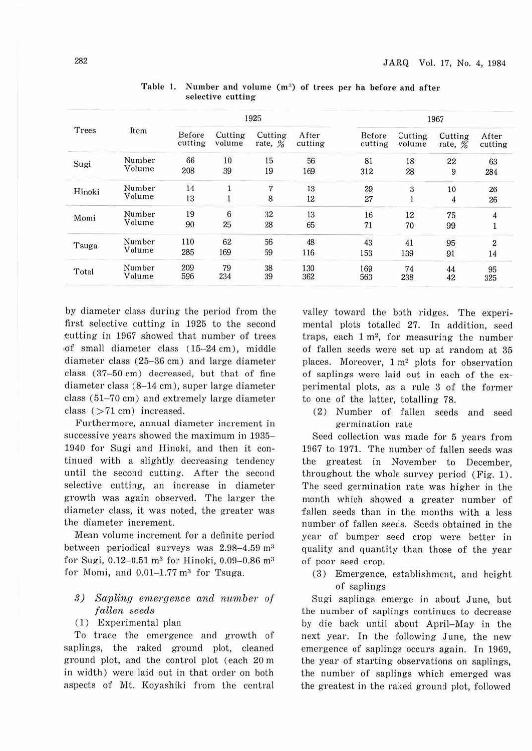Table 1. Number and volume ($m^3$) of trees per ha before and after selective cutting

| Trees | Item | 1925 | | | | 1967 | | | |
|---|---|---|---|---|---|---|---|---|---|
| | | Before cutting | Cutting volume | Cutting rate, % | After cutting | Before cutting | Cutting volume | Cutting rate, % | After cutting |
| Sugi | Number | 66 | 10 | 15 | 56 | 81 | 18 | 22 | 63 |
| | Volume | 208 | 39 | 19 | 169 | 312 | 28 | 9 | 284 |
| Hinoki | Number | 14 | 1 | 7 | 13 | 29 | 3 | 10 | 26 |
| | Volume | 13 | 1 | 8 | 12 | 27 | 1 | 4 | 26 |
| Momi | Number | 19 | 6 | 32 | 13 | 16 | 12 | 75 | 4 |
| | Volume | 90 | 25 | 28 | 65 | 71 | 70 | 99 | 1 |
| Tsuga | Number | 110 | 62 | 56 | 48 | 43 | 41 | 95 | 2 |
| | Volume | 285 | 169 | 59 | 116 | 153 | 139 | 91 | 14 |
| Total | Number | 209 | 79 | 38 | 130 | 169 | 74 | 44 | 95 |
| | Volume | 596 | 234 | 39 | 362 | 563 | 238 | 42 | 325 |

by diameter class during the period from the first selective cutting in 1925 to the second cutting in 1967 showed that number of trees of small diameter class (15–24 cm), middle diameter class (25–36 cm) and large diameter class (37–50 cm) decreased, but that of fine diameter class (8–14 cm), super large diameter class (51–70 cm) and extremely large diameter class (>71 cm) increased.

Furthermore, annual diameter increment in successive years showed the maximum in 1935–1940 for Sugi and Hinoki, and then it continued with a slightly decreasing tendency until the second cutting. After the second selective cutting, an increase in diameter growth was again observed. The larger the diameter class, it was noted, the greater was the diameter increment.

Mean volume increment for a definite period between periodical surveys was 2.98–4.59 $m^3$ for Sugi, 0.12–0.51 $m^3$ for Hinoki, 0.09–0.86 $m^3$ for Momi, and 0.01–1.77 $m^3$ for Tsuga.

### 3) *Sapling emergence and number of fallen seeds*

(1) Experimental plan

To trace the emergence and growth of saplings, the raked ground plot, cleaned ground plot, and the control plot (each 20 m in width) were laid out in that order on both aspects of Mt. Koyashiki from the central valley toward the both ridges. The experimental plots totalled 27. In addition, seed traps, each 1 $m^2$, for measuring the number of fallen seeds were set up at random at 35 places. Moreover, 1 $m^2$ plots for observation of saplings were laid out in each of the experimental plots, as a rule 3 of the former to one of the latter, totalling 78.

(2) Number of fallen seeds and seed germination rate

Seed collection was made for 5 years from 1967 to 1971. The number of fallen seeds was the greatest in November to December, throughout the whole survey period (Fig. 1). The seed germination rate was higher in the month which showed a greater number of fallen seeds than in the months with a less number of fallen seeds. Seeds obtained in the year of bumper seed crop were better in quality and quantity than those of the year of poor seed crop.

(3) Emergence, establishment, and height of saplings

Sugi saplings emerge in about June, but the number of saplings continues to decrease by die back until about April–May in the next year. In the following June, the new emergence of saplings occurs again. In 1969, the year of starting observations on saplings, the number of saplings which emerged was the greatest in the raked ground plot, followed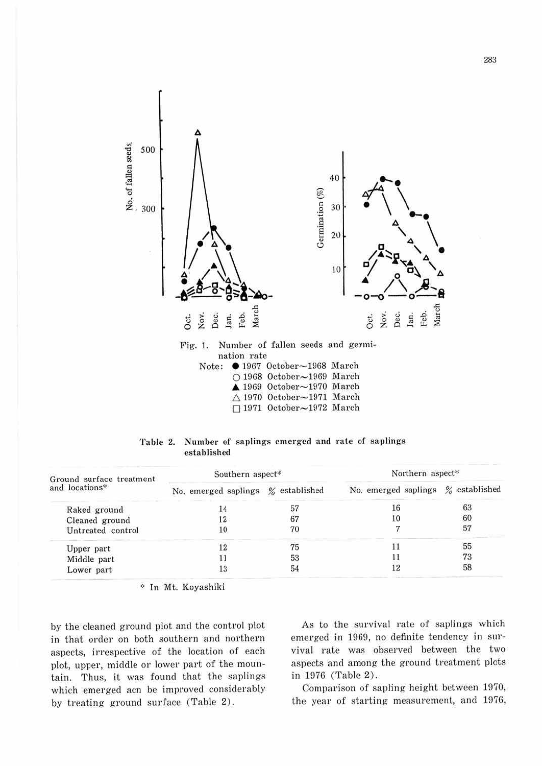Fig. 1. Number of fallen seeds and germination rate

Note: ● 1967 October～1968 March
○ 1968 October～1969 March
▲ 1969 October～1970 March
△ 1970 October～1971 March
□ 1971 October～1972 March

**Table 2. Number of saplings emerged and rate of saplings established**

| Ground surface treatment and locations* | Southern aspect* | | Northern aspect* | |
|---|---|---|---|---|
| | No. emerged saplings | % established | No. emerged saplings | % established |
| Raked ground | 14 | 57 | 16 | 63 |
| Cleaned ground | 12 | 67 | 10 | 60 |
| Untreated control | 10 | 70 | 7 | 57 |
| Upper part | 12 | 75 | 11 | 55 |
| Middle part | 11 | 53 | 11 | 73 |
| Lower part | 13 | 54 | 12 | 58 |

\* In Mt. Koyashiki

by the cleaned ground plot and the control plot in that order on both southern and northern aspects, irrespective of the location of each plot, upper, middle or lower part of the mountain. Thus, it was found that the saplings which emerged acn be improved considerably by treating ground surface (Table 2).

As to the survival rate of saplings which emerged in 1969, no definite tendency in survival rate was observed between the two aspects and among the ground treatment plots in 1976 (Table 2).

Comparison of sapling height between 1970, the year of starting measurement, and 1976,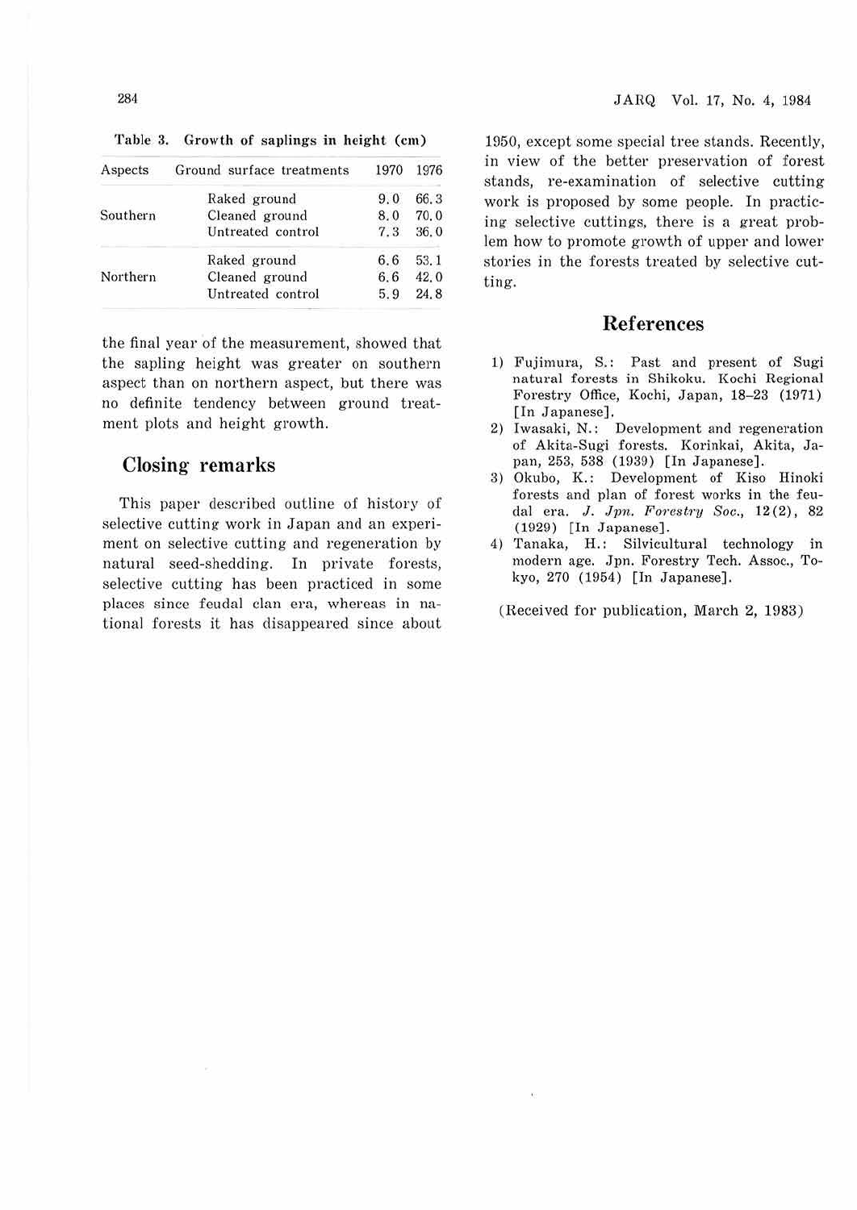Table 3. Growth of saplings in height (cm)

| Aspects | Ground surface treatments | 1970 | 1976 |
|---|---|---|---|
| Southern | Raked ground | 9.0 | 66.3 |
| | Cleaned ground | 8.0 | 70.0 |
| | Untreated control | 7.3 | 36.0 |
| Northern | Raked ground | 6.6 | 53.1 |
| | Cleaned ground | 6.6 | 42.0 |
| | Untreated control | 5.9 | 24.8 |

the final year of the measurement, showed that the sapling height was greater on southern aspect than on northern aspect, but there was no definite tendency between ground treatment plots and height growth.

## Closing remarks

This paper described outline of history of selective cutting work in Japan and an experiment on selective cutting and regeneration by natural seed-shedding. In private forests, selective cutting has been practiced in some places since feudal clan era, whereas in national forests it has disappeared since about 1950, except some special tree stands. Recently, in view of the better preservation of forest stands, re-examination of selective cutting work is proposed by some people. In practicing selective cuttings, there is a great problem how to promote growth of upper and lower stories in the forests treated by selective cutting.

## References

1) Fujimura, S.: Past and present of Sugi natural forests in Shikoku. Kochi Regional Forestry Office, Kochi, Japan, 18–23 (1971) [In Japanese].
2) Iwasaki, N.: Development and regeneration of Akita-Sugi forests. Korinkai, Akita, Japan, 253, 538 (1939) [In Japanese].
3) Okubo, K.: Development of Kiso Hinoki forests and plan of forest works in the feudal era. *J. Jpn. Forestry Soc.*, 12(2), 82 (1929) [In Japanese].
4) Tanaka, H.: Silvicultural technology in modern age. Jpn. Forestry Tech. Assoc., Tokyo, 270 (1954) [In Japanese].

(Received for publication, March 2, 1983)